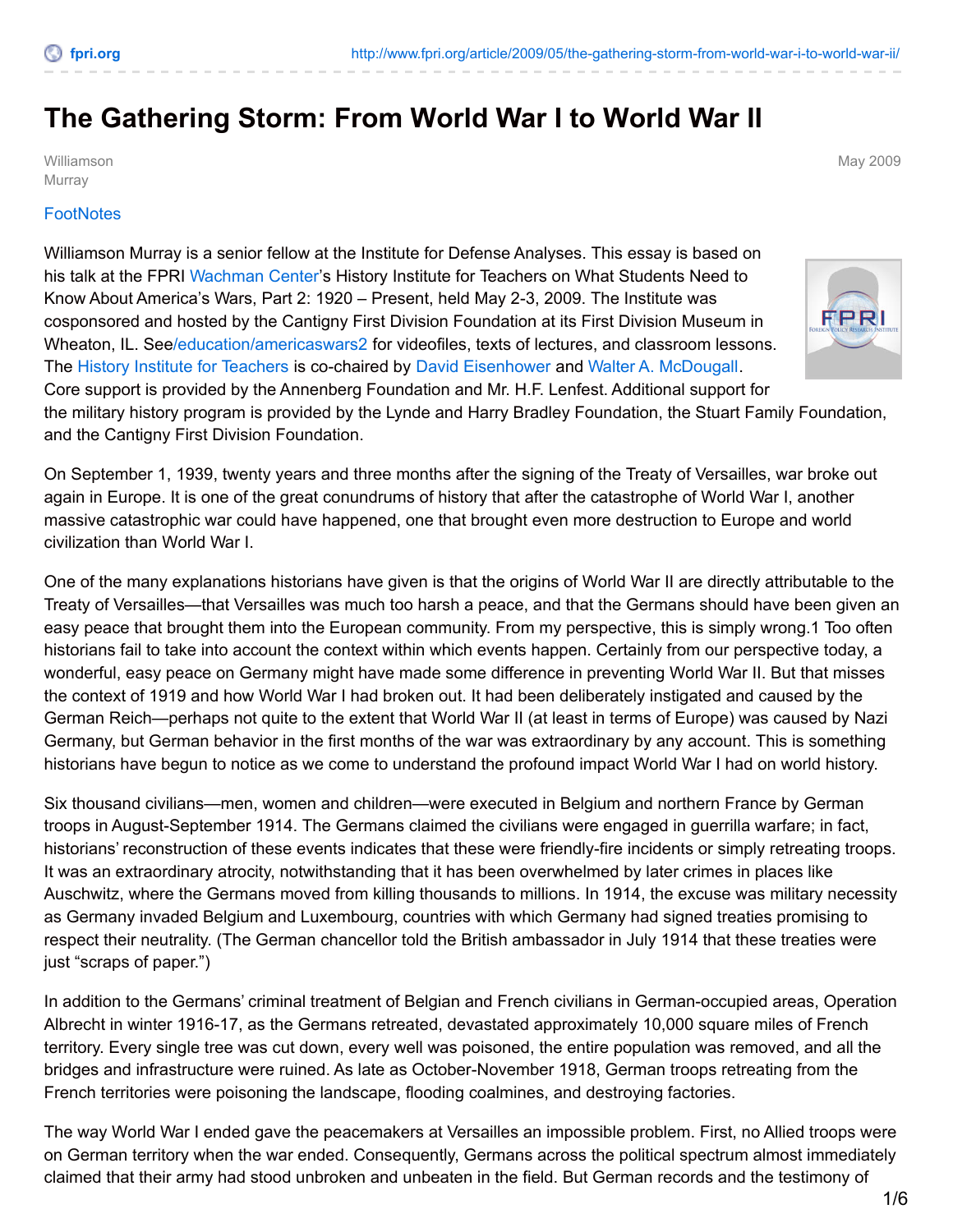# The Gathering Storm: From World War I to World War II

Williamson Murray

May 2009

FootNotes

Williamson Murray is a senior fellow at the Institute for Defense Analyses. This essay is based on his talk at the FPRI Wachman Center's History Institute for Teachers on What Students Need to Know About America's Wars, Part 2: 1920 – Present, held May 2-3, 2009. The Institute was cosponsored and hosted by the Cantigny First Division Foundation at its First Division Museum in Wheaton, IL. See/education/americaswars2 for videofiles, texts of lectures, and classroom lessons. The History Institute for Teachers is co-chaired by David Eisenhower and Walter A. McDougall. Core support is provided by the Annenberg Foundation and Mr. H.F. Lenfest. Additional support for the military history program is provided by the Lynde and Harry Bradley Foundation, the Stuart Family Foundation, and the Cantigny First Division Foundation.

On September 1, 1939, twenty years and three months after the signing of the Treaty of Versailles, war broke out again in Europe. It is one of the great conundrums of history that after the catastrophe of World War I, another massive catastrophic war could have happened, one that brought even more destruction to Europe and world civilization than World War I.

One of the many explanations historians have given is that the origins of World War II are directly attributable to the Treaty of Versailles—that Versailles was much too harsh a peace, and that the Germans should have been given an easy peace that brought them into the European community. From my perspective, this is simply wrong.1 Too often historians fail to take into account the context within which events happen. Certainly from our perspective today, a wonderful, easy peace on Germany might have made some difference in preventing World War II. But that misses the context of 1919 and how World War I had broken out. It had been deliberately instigated and caused by the German Reich—perhaps not quite to the extent that World War II (at least in terms of Europe) was caused by Nazi Germany, but German behavior in the first months of the war was extraordinary by any account. This is something historians have begun to notice as we come to understand the profound impact World War I had on world history.

Six thousand civilians—men, women and children—were executed in Belgium and northern France by German troops in August-September 1914. The Germans claimed the civilians were engaged in guerrilla warfare; in fact, historians' reconstruction of these events indicates that these were friendly-fire incidents or simply retreating troops. It was an extraordinary atrocity, notwithstanding that it has been overwhelmed by later crimes in places like Auschwitz, where the Germans moved from killing thousands to millions. In 1914, the excuse was military necessity as Germany invaded Belgium and Luxembourg, countries with which Germany had signed treaties promising to respect their neutrality. (The German chancellor told the British ambassador in July 1914 that these treaties were just "scraps of paper.")

In addition to the Germans' criminal treatment of Belgian and French civilians in German-occupied areas, Operation Albrecht in winter 1916-17, as the Germans retreated, devastated approximately 10,000 square miles of French territory. Every single tree was cut down, every well was poisoned, the entire population was removed, and all the bridges and infrastructure were ruined. As late as October-November 1918, German troops retreating from the French territories were poisoning the landscape, flooding coalmines, and destroying factories.

The way World War I ended gave the peacemakers at Versailles an impossible problem. First, no Allied troops were on German territory when the war ended. Consequently, Germans across the political spectrum almost immediately claimed that their army had stood unbroken and unbeaten in the field. But German records and the testimony of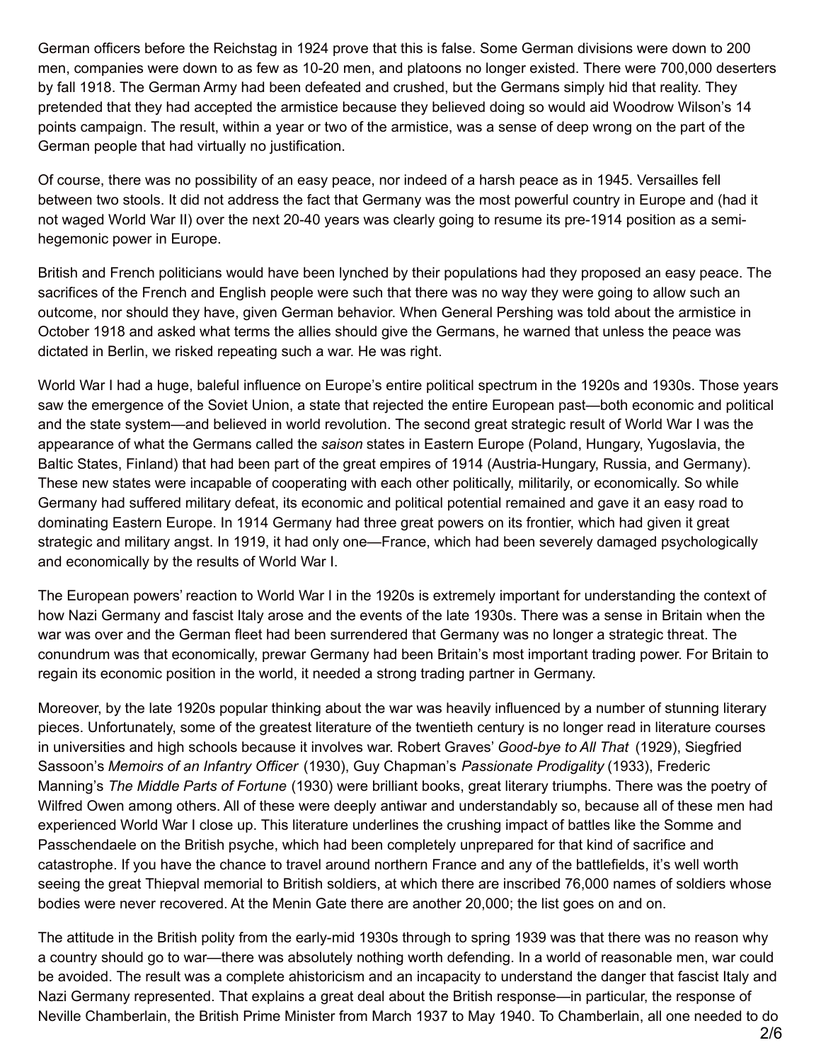German officers before the Reichstag in 1924 prove that this is false. Some German divisions were down to 200 men, companies were down to as few as 10-20 men, and platoons no longer existed. There were 700,000 deserters by fall 1918. The German Army had been defeated and crushed, but the Germans simply hid that reality. They pretended that they had accepted the armistice because they believed doing so would aid Woodrow Wilson's 14 points campaign. The result, within a year or two of the armistice, was a sense of deep wrong on the part of the German people that had virtually no justification.

Of course, there was no possibility of an easy peace, nor indeed of a harsh peace as in 1945. Versailles fell between two stools. It did not address the fact that Germany was the most powerful country in Europe and (had it not waged World War II) over the next 20-40 years was clearly going to resume its pre-1914 position as a semi-hegemonic power in Europe.

British and French politicians would have been lynched by their populations had they proposed an easy peace. The sacrifices of the French and English people were such that there was no way they were going to allow such an outcome, nor should they have, given German behavior. When General Pershing was told about the armistice in October 1918 and asked what terms the allies should give the Germans, he warned that unless the peace was dictated in Berlin, we risked repeating such a war. He was right.

World War I had a huge, baleful influence on Europe's entire political spectrum in the 1920s and 1930s. Those years saw the emergence of the Soviet Union, a state that rejected the entire European past—both economic and political and the state system—and believed in world revolution. The second great strategic result of World War I was the appearance of what the Germans called the *saison* states in Eastern Europe (Poland, Hungary, Yugoslavia, the Baltic States, Finland) that had been part of the great empires of 1914 (Austria-Hungary, Russia, and Germany). These new states were incapable of cooperating with each other politically, militarily, or economically. So while Germany had suffered military defeat, its economic and political potential remained and gave it an easy road to dominating Eastern Europe. In 1914 Germany had three great powers on its frontier, which had given it great strategic and military angst. In 1919, it had only one—France, which had been severely damaged psychologically and economically by the results of World War I.

The European powers' reaction to World War I in the 1920s is extremely important for understanding the context of how Nazi Germany and fascist Italy arose and the events of the late 1930s. There was a sense in Britain when the war was over and the German fleet had been surrendered that Germany was no longer a strategic threat. The conundrum was that economically, prewar Germany had been Britain's most important trading power. For Britain to regain its economic position in the world, it needed a strong trading partner in Germany.

Moreover, by the late 1920s popular thinking about the war was heavily influenced by a number of stunning literary pieces. Unfortunately, some of the greatest literature of the twentieth century is no longer read in literature courses in universities and high schools because it involves war. Robert Graves' *Good-bye to All That* (1929), Siegfried Sassoon's *Memoirs of an Infantry Officer* (1930), Guy Chapman's *Passionate Prodigality* (1933), Frederic Manning's *The Middle Parts of Fortune* (1930) were brilliant books, great literary triumphs. There was the poetry of Wilfred Owen among others. All of these were deeply antiwar and understandably so, because all of these men had experienced World War I close up. This literature underlines the crushing impact of battles like the Somme and Passchendaele on the British psyche, which had been completely unprepared for that kind of sacrifice and catastrophe. If you have the chance to travel around northern France and any of the battlefields, it's well worth seeing the great Thiepval memorial to British soldiers, at which there are inscribed 76,000 names of soldiers whose bodies were never recovered. At the Menin Gate there are another 20,000; the list goes on and on.

The attitude in the British polity from the early-mid 1930s through to spring 1939 was that there was no reason why a country should go to war—there was absolutely nothing worth defending. In a world of reasonable men, war could be avoided. The result was a complete ahistoricism and an incapacity to understand the danger that fascist Italy and Nazi Germany represented. That explains a great deal about the British response—in particular, the response of Neville Chamberlain, the British Prime Minister from March 1937 to May 1940. To Chamberlain, all one needed to do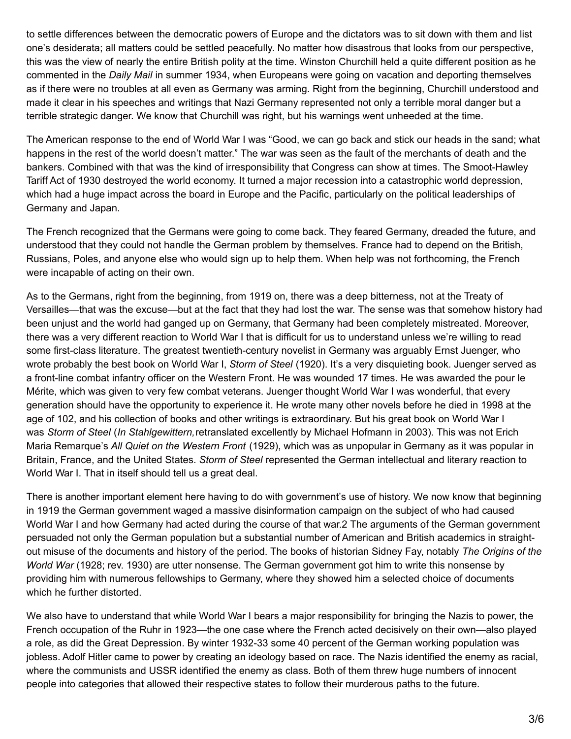to settle differences between the democratic powers of Europe and the dictators was to sit down with them and list one's desiderata; all matters could be settled peacefully. No matter how disastrous that looks from our perspective, this was the view of nearly the entire British polity at the time. Winston Churchill held a quite different position as he commented in the *Daily Mail* in summer 1934, when Europeans were going on vacation and deporting themselves as if there were no troubles at all even as Germany was arming. Right from the beginning, Churchill understood and made it clear in his speeches and writings that Nazi Germany represented not only a terrible moral danger but a terrible strategic danger. We know that Churchill was right, but his warnings went unheeded at the time.

The American response to the end of World War I was "Good, we can go back and stick our heads in the sand; what happens in the rest of the world doesn't matter." The war was seen as the fault of the merchants of death and the bankers. Combined with that was the kind of irresponsibility that Congress can show at times. The Smoot-Hawley Tariff Act of 1930 destroyed the world economy. It turned a major recession into a catastrophic world depression, which had a huge impact across the board in Europe and the Pacific, particularly on the political leaderships of Germany and Japan.

The French recognized that the Germans were going to come back. They feared Germany, dreaded the future, and understood that they could not handle the German problem by themselves. France had to depend on the British, Russians, Poles, and anyone else who would sign up to help them. When help was not forthcoming, the French were incapable of acting on their own.

As to the Germans, right from the beginning, from 1919 on, there was a deep bitterness, not at the Treaty of Versailles—that was the excuse—but at the fact that they had lost the war. The sense was that somehow history had been unjust and the world had ganged up on Germany, that Germany had been completely mistreated. Moreover, there was a very different reaction to World War I that is difficult for us to understand unless we're willing to read some first-class literature. The greatest twentieth-century novelist in Germany was arguably Ernst Juenger, who wrote probably the best book on World War I, *Storm of Steel* (1920). It's a very disquieting book. Juenger served as a front-line combat infantry officer on the Western Front. He was wounded 17 times. He was awarded the pour le Mérite, which was given to very few combat veterans. Juenger thought World War I was wonderful, that every generation should have the opportunity to experience it. He wrote many other novels before he died in 1998 at the age of 102, and his collection of books and other writings is extraordinary. But his great book on World War I was *Storm of Steel* (*In Stahlgewittern,* retranslated excellently by Michael Hofmann in 2003). This was not Erich Maria Remarque's *All Quiet on the Western Front* (1929), which was as unpopular in Germany as it was popular in Britain, France, and the United States. *Storm of Steel* represented the German intellectual and literary reaction to World War I. That in itself should tell us a great deal.

There is another important element here having to do with government's use of history. We now know that beginning in 1919 the German government waged a massive disinformation campaign on the subject of who had caused World War I and how Germany had acted during the course of that war.[2] The arguments of the German government persuaded not only the German population but a substantial number of American and British academics in straight-out misuse of the documents and history of the period. The books of historian Sidney Fay, notably *The Origins of the World War* (1928; rev. 1930) are utter nonsense. The German government got him to write this nonsense by providing him with numerous fellowships to Germany, where they showed him a selected choice of documents which he further distorted.

We also have to understand that while World War I bears a major responsibility for bringing the Nazis to power, the French occupation of the Ruhr in 1923—the one case where the French acted decisively on their own—also played a role, as did the Great Depression. By winter 1932-33 some 40 percent of the German working population was jobless. Adolf Hitler came to power by creating an ideology based on race. The Nazis identified the enemy as racial, where the communists and USSR identified the enemy as class. Both of them threw huge numbers of innocent people into categories that allowed their respective states to follow their murderous paths to the future.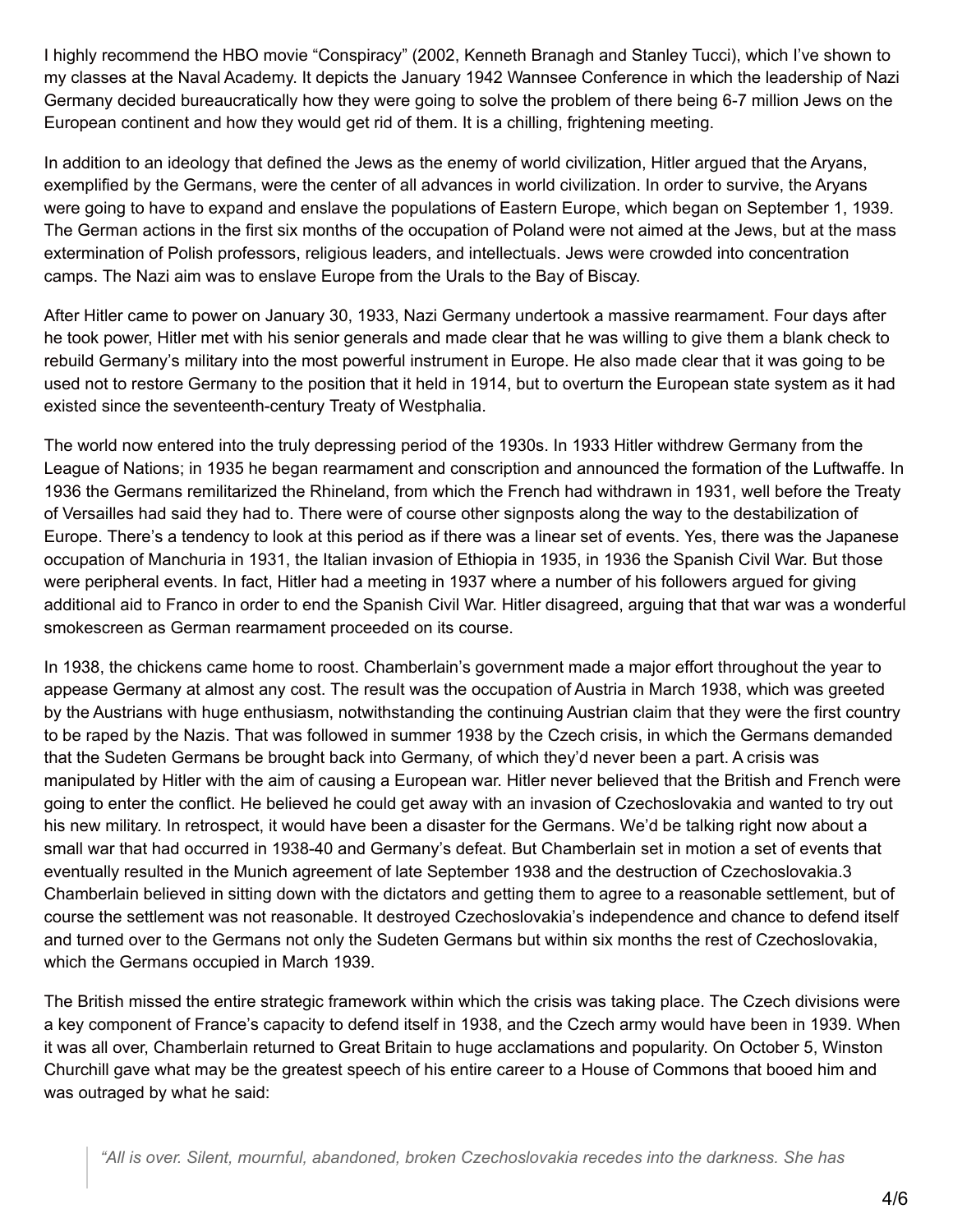I highly recommend the HBO movie "Conspiracy" (2002, Kenneth Branagh and Stanley Tucci), which I've shown to my classes at the Naval Academy. It depicts the January 1942 Wannsee Conference in which the leadership of Nazi Germany decided bureaucratically how they were going to solve the problem of there being 6-7 million Jews on the European continent and how they would get rid of them. It is a chilling, frightening meeting.

In addition to an ideology that defined the Jews as the enemy of world civilization, Hitler argued that the Aryans, exemplified by the Germans, were the center of all advances in world civilization. In order to survive, the Aryans were going to have to expand and enslave the populations of Eastern Europe, which began on September 1, 1939. The German actions in the first six months of the occupation of Poland were not aimed at the Jews, but at the mass extermination of Polish professors, religious leaders, and intellectuals. Jews were crowded into concentration camps. The Nazi aim was to enslave Europe from the Urals to the Bay of Biscay.

After Hitler came to power on January 30, 1933, Nazi Germany undertook a massive rearmament. Four days after he took power, Hitler met with his senior generals and made clear that he was willing to give them a blank check to rebuild Germany's military into the most powerful instrument in Europe. He also made clear that it was going to be used not to restore Germany to the position that it held in 1914, but to overturn the European state system as it had existed since the seventeenth-century Treaty of Westphalia.

The world now entered into the truly depressing period of the 1930s. In 1933 Hitler withdrew Germany from the League of Nations; in 1935 he began rearmament and conscription and announced the formation of the Luftwaffe. In 1936 the Germans remilitarized the Rhineland, from which the French had withdrawn in 1931, well before the Treaty of Versailles had said they had to. There were of course other signposts along the way to the destabilization of Europe. There's a tendency to look at this period as if there was a linear set of events. Yes, there was the Japanese occupation of Manchuria in 1931, the Italian invasion of Ethiopia in 1935, in 1936 the Spanish Civil War. But those were peripheral events. In fact, Hitler had a meeting in 1937 where a number of his followers argued for giving additional aid to Franco in order to end the Spanish Civil War. Hitler disagreed, arguing that that war was a wonderful smokescreen as German rearmament proceeded on its course.

In 1938, the chickens came home to roost. Chamberlain's government made a major effort throughout the year to appease Germany at almost any cost. The result was the occupation of Austria in March 1938, which was greeted by the Austrians with huge enthusiasm, notwithstanding the continuing Austrian claim that they were the first country to be raped by the Nazis. That was followed in summer 1938 by the Czech crisis, in which the Germans demanded that the Sudeten Germans be brought back into Germany, of which they'd never been a part. A crisis was manipulated by Hitler with the aim of causing a European war. Hitler never believed that the British and French were going to enter the conflict. He believed he could get away with an invasion of Czechoslovakia and wanted to try out his new military. In retrospect, it would have been a disaster for the Germans. We'd be talking right now about a small war that had occurred in 1938-40 and Germany's defeat. But Chamberlain set in motion a set of events that eventually resulted in the Munich agreement of late September 1938 and the destruction of Czechoslovakia.[3] Chamberlain believed in sitting down with the dictators and getting them to agree to a reasonable settlement, but of course the settlement was not reasonable. It destroyed Czechoslovakia's independence and chance to defend itself and turned over to the Germans not only the Sudeten Germans but within six months the rest of Czechoslovakia, which the Germans occupied in March 1939.

The British missed the entire strategic framework within which the crisis was taking place. The Czech divisions were a key component of France's capacity to defend itself in 1938, and the Czech army would have been in 1939. When it was all over, Chamberlain returned to Great Britain to huge acclamations and popularity. On October 5, Winston Churchill gave what may be the greatest speech of his entire career to a House of Commons that booed him and was outraged by what he said:

> *"All is over. Silent, mournful, abandoned, broken Czechoslovakia recedes into the darkness. She has*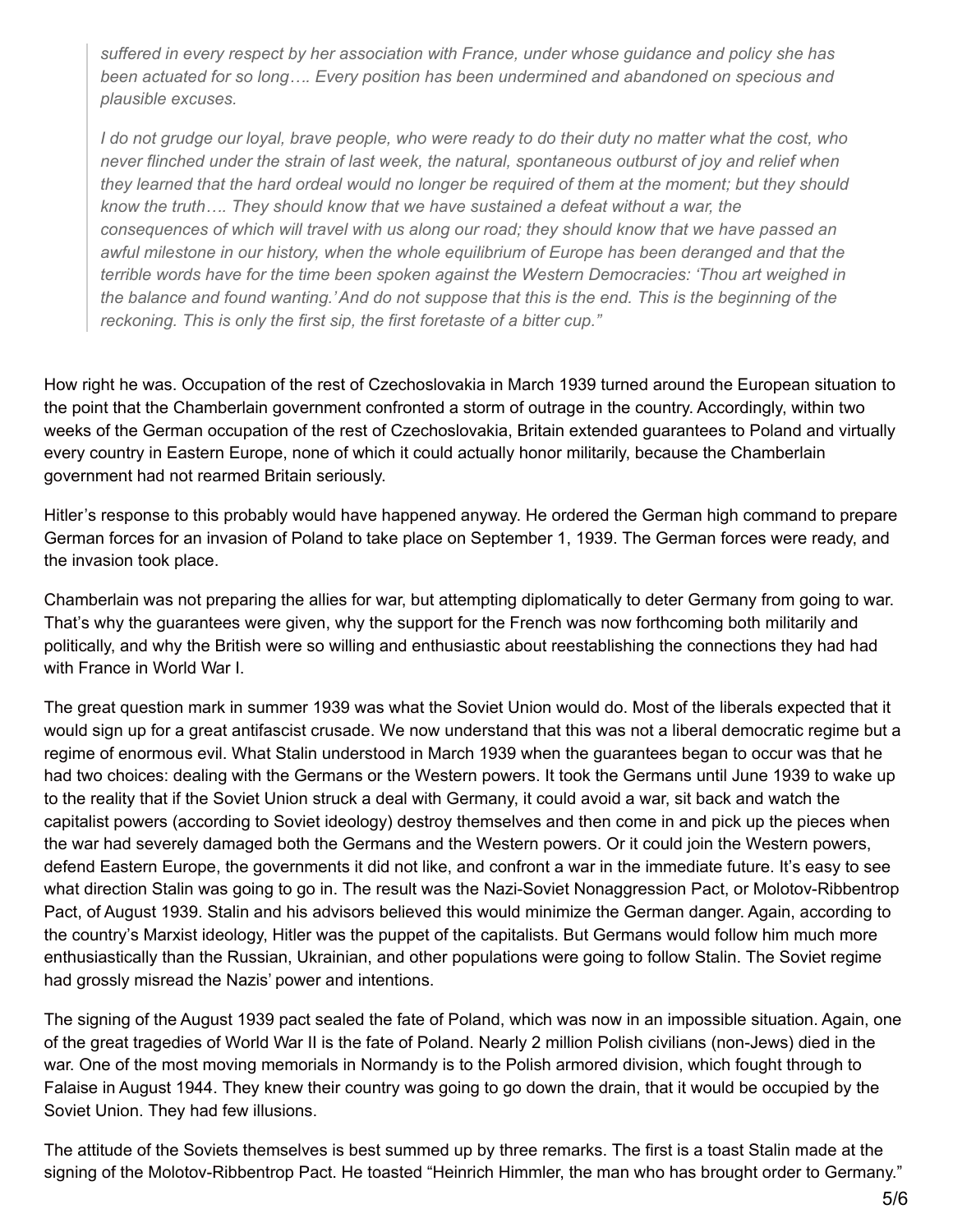> *suffered in every respect by her association with France, under whose guidance and policy she has been actuated for so long…. Every position has been undermined and abandoned on specious and plausible excuses.*
>
> *I do not grudge our loyal, brave people, who were ready to do their duty no matter what the cost, who never flinched under the strain of last week, the natural, spontaneous outburst of joy and relief when they learned that the hard ordeal would no longer be required of them at the moment; but they should know the truth…. They should know that we have sustained a defeat without a war, the consequences of which will travel with us along our road; they should know that we have passed an awful milestone in our history, when the whole equilibrium of Europe has been deranged and that the terrible words have for the time been spoken against the Western Democracies: 'Thou art weighed in the balance and found wanting.' And do not suppose that this is the end. This is the beginning of the reckoning. This is only the first sip, the first foretaste of a bitter cup."*

How right he was. Occupation of the rest of Czechoslovakia in March 1939 turned around the European situation to the point that the Chamberlain government confronted a storm of outrage in the country. Accordingly, within two weeks of the German occupation of the rest of Czechoslovakia, Britain extended guarantees to Poland and virtually every country in Eastern Europe, none of which it could actually honor militarily, because the Chamberlain government had not rearmed Britain seriously.

Hitler's response to this probably would have happened anyway. He ordered the German high command to prepare German forces for an invasion of Poland to take place on September 1, 1939. The German forces were ready, and the invasion took place.

Chamberlain was not preparing the allies for war, but attempting diplomatically to deter Germany from going to war. That's why the guarantees were given, why the support for the French was now forthcoming both militarily and politically, and why the British were so willing and enthusiastic about reestablishing the connections they had had with France in World War I.

The great question mark in summer 1939 was what the Soviet Union would do. Most of the liberals expected that it would sign up for a great antifascist crusade. We now understand that this was not a liberal democratic regime but a regime of enormous evil. What Stalin understood in March 1939 when the guarantees began to occur was that he had two choices: dealing with the Germans or the Western powers. It took the Germans until June 1939 to wake up to the reality that if the Soviet Union struck a deal with Germany, it could avoid a war, sit back and watch the capitalist powers (according to Soviet ideology) destroy themselves and then come in and pick up the pieces when the war had severely damaged both the Germans and the Western powers. Or it could join the Western powers, defend Eastern Europe, the governments it did not like, and confront a war in the immediate future. It's easy to see what direction Stalin was going to go in. The result was the Nazi-Soviet Nonaggression Pact, or Molotov-Ribbentrop Pact, of August 1939. Stalin and his advisors believed this would minimize the German danger. Again, according to the country's Marxist ideology, Hitler was the puppet of the capitalists. But Germans would follow him much more enthusiastically than the Russian, Ukrainian, and other populations were going to follow Stalin. The Soviet regime had grossly misread the Nazis' power and intentions.

The signing of the August 1939 pact sealed the fate of Poland, which was now in an impossible situation. Again, one of the great tragedies of World War II is the fate of Poland. Nearly 2 million Polish civilians (non-Jews) died in the war. One of the most moving memorials in Normandy is to the Polish armored division, which fought through to Falaise in August 1944. They knew their country was going to go down the drain, that it would be occupied by the Soviet Union. They had few illusions.

The attitude of the Soviets themselves is best summed up by three remarks. The first is a toast Stalin made at the signing of the Molotov-Ribbentrop Pact. He toasted "Heinrich Himmler, the man who has brought order to Germany."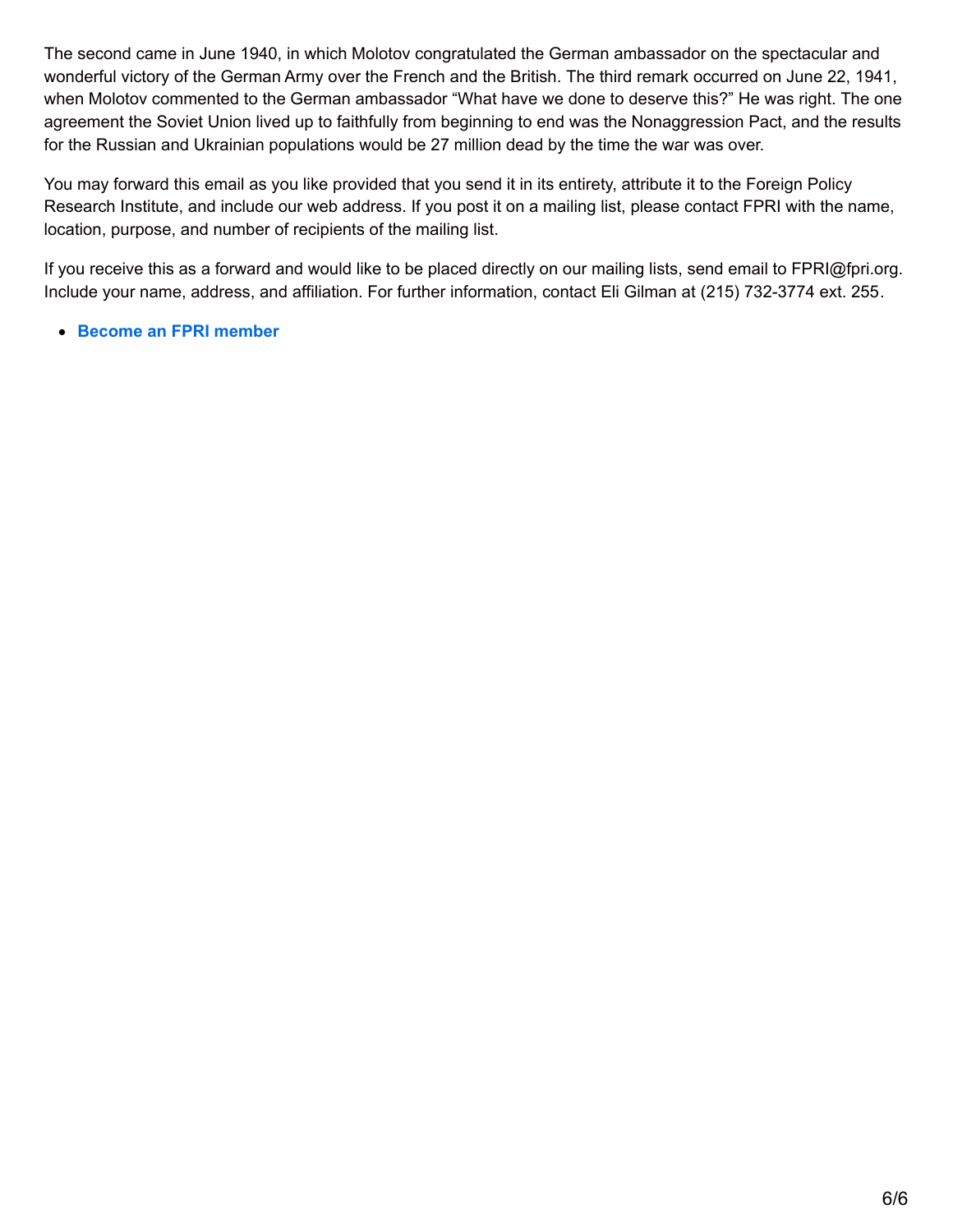The second came in June 1940, in which Molotov congratulated the German ambassador on the spectacular and wonderful victory of the German Army over the French and the British. The third remark occurred on June 22, 1941, when Molotov commented to the German ambassador "What have we done to deserve this?" He was right. The one agreement the Soviet Union lived up to faithfully from beginning to end was the Nonaggression Pact, and the results for the Russian and Ukrainian populations would be 27 million dead by the time the war was over.

You may forward this email as you like provided that you send it in its entirety, attribute it to the Foreign Policy Research Institute, and include our web address. If you post it on a mailing list, please contact FPRI with the name, location, purpose, and number of recipients of the mailing list.

If you receive this as a forward and would like to be placed directly on our mailing lists, send email to FPRI@fpri.org. Include your name, address, and affiliation. For further information, contact Eli Gilman at (215) 732-3774 ext. 255.

- **Become an FPRI member**